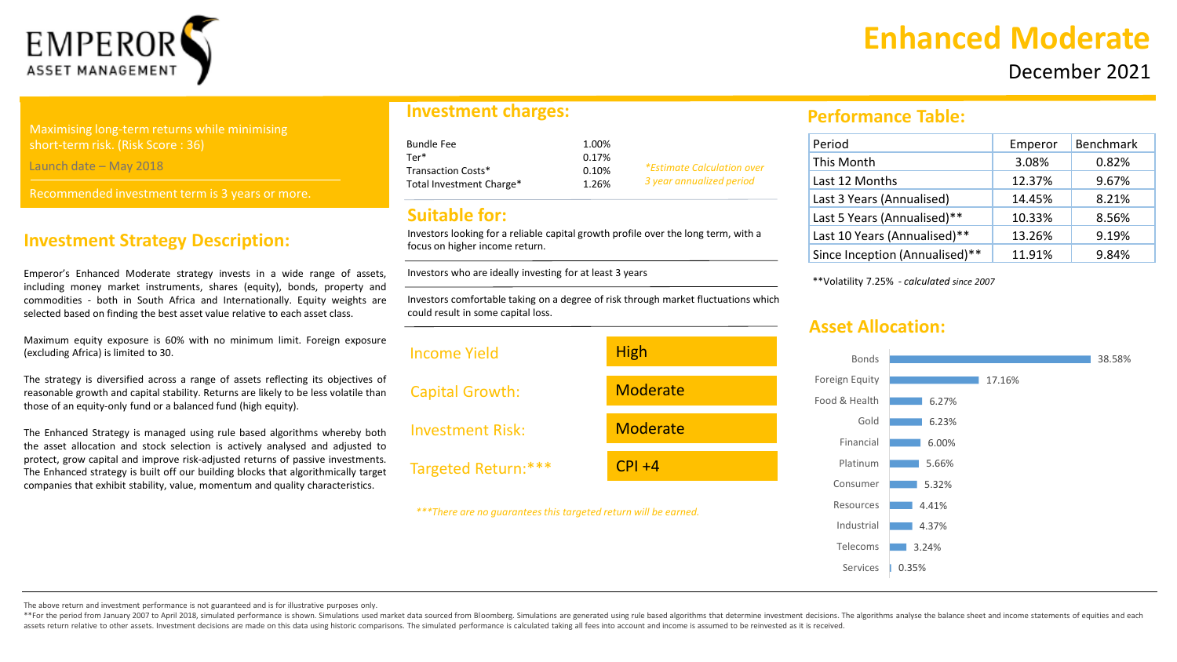# Enhanced Moderate

December 2021

EMPEROR ASSET MANAGEMENT

Maximising long-term returns while minimising short-term risk. (Risk Score : 36)

Launch date – May 2018

Recommended investment term is 3 years or more.

## Investment Strategy Description:

Emperor's Enhanced Moderate strategy invests in a wide range of assets, including money market instruments, shares (equity), bonds, property and commodities - both in South Africa and Internationally. Equity weights are selected based on finding the best asset value relative to each asset class.

Maximum equity exposure is 60% with no minimum limit. Foreign exposure (excluding Africa) is limited to 30.

The strategy is diversified across a range of assets reflecting its objectives of reasonable growth and capital stability. Returns are likely to be less volatile than those of an equity-only fund or a balanced fund (high equity).

The Enhanced Strategy is managed using rule based algorithms whereby both the asset allocation and stock selection is actively analysed and adjusted to protect, grow capital and improve risk-adjusted returns of passive investments. The Enhanced strategy is built off our building blocks that algorithmically target companies that exhibit stability, value, momentum and quality characteristics.

## Investment charges:

| Charge | |
|---|---|
| Bundle Fee | 1.00% |
| Ter* | 0.17% |
| Transaction Costs* | 0.10% |
| Total Investment Charge* | 1.26% |

*Estimate Calculation over 3 year annualized period*

## Suitable for:

Investors looking for a reliable capital growth profile over the long term, with a focus on higher income return.

Investors who are ideally investing for at least 3 years

Investors comfortable taking on a degree of risk through market fluctuations which could result in some capital loss.

| | |
|---|---|
| Income Yield | High |
| Capital Growth: | Moderate |
| Investment Risk: | Moderate |
| Targeted Return:*** | CPI +4 |

****There are no guarantees this targeted return will be earned.*

## Performance Table:

| Period | Emperor | Benchmark |
|---|---|---|
| This Month | 3.08% | 0.82% |
| Last 12 Months | 12.37% | 9.67% |
| Last 3 Years (Annualised) | 14.45% | 8.21% |
| Last 5 Years (Annualised)** | 10.33% | 8.56% |
| Last 10 Years (Annualised)** | 13.26% | 9.19% |
| Since Inception (Annualised)** | 11.91% | 9.84% |

**Volatility 7.25% - *calculated since 2007*

## Asset Allocation:

| Asset | Allocation |
|---|---|
| Bonds | 38.58% |
| Foreign Equity | 17.16% |
| Food & Health | 6.27% |
| Gold | 6.23% |
| Financial | 6.00% |
| Platinum | 5.66% |
| Consumer | 5.32% |
| Resources | 4.41% |
| Industrial | 4.37% |
| Telecoms | 3.24% |
| Services | 0.35% |

The above return and investment performance is not guaranteed and is for illustrative purposes only.

**For the period from January 2007 to April 2018, simulated performance is shown. Simulations used market data sourced from Bloomberg. Simulations are generated using rule based algorithms that determine investment decisions. The algorithms analyse the balance sheet and income statements of equities and each assets return relative to other assets. Investment decisions are made on this data using historic comparisons. The simulated performance is calculated taking all fees into account and income is assumed to be reinvested as it is received.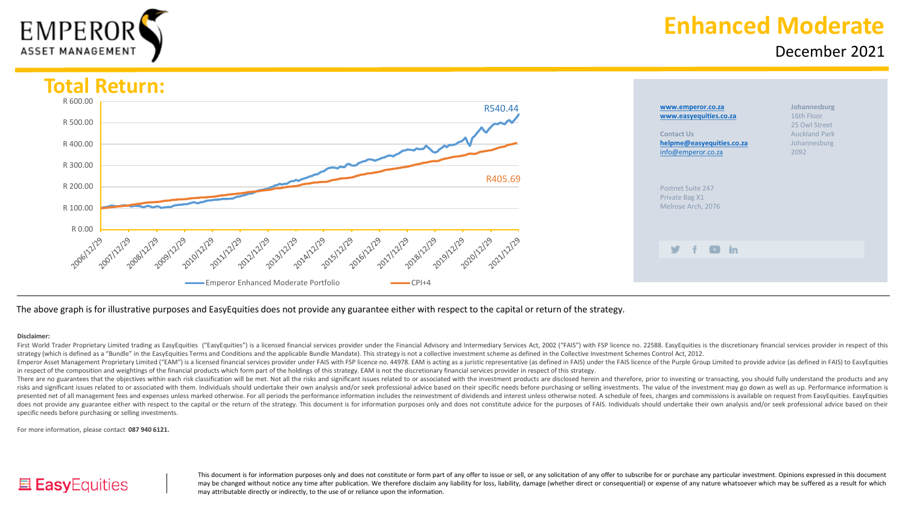EMPEROR ASSET MANAGEMENT

# Enhanced Moderate

December 2021

## Total Return:

R 600.00
R 500.00
R 400.00
R 300.00
R 200.00
R 100.00
R 0.00

2006/12/29, 2007/12/29, 2008/12/29, 2009/12/29, 2010/12/29, 2011/12/29, 2012/12/29, 2013/12/29, 2014/12/29, 2015/12/29, 2016/12/29, 2017/12/29, 2018/12/29, 2019/12/29, 2020/12/29, 2021/12/29

R540.44

R405.69

Emperor Enhanced Moderate Portfolio

CPI+4

www.emperor.co.za
www.easyequities.co.za

Contact Us
helpme@easyequities.co.za
info@emperor.co.za

Postnet Suite 247
Private Bag X1
Melrose Arch, 2076

**Johannesburg**
16th Floor
25 Owl Street
Auckland Park
Johannesburg
2092

The above graph is for illustrative purposes and EasyEquities does not provide any guarantee either with respect to the capital or return of the strategy.

**Disclaimer:**

First World Trader Proprietary Limited trading as EasyEquities ("EasyEquities") is a licensed financial services provider under the Financial Advisory and Intermediary Services Act, 2002 ("FAIS") with FSP licence no. 22588. EasyEquities is the discretionary financial services provider in respect of this strategy (which is defined as a "Bundle" in the EasyEquities Terms and Conditions and the applicable Bundle Mandate). This strategy is not a collective investment scheme as defined in the Collective Investment Schemes Control Act, 2012.

Emperor Asset Management Proprietary Limited ("EAM") is a licensed financial services provider under FAIS with FSP licence no. 44978. EAM is acting as a juristic representative (as defined in FAIS) under the FAIS licence of the Purple Group Limited to provide advice (as defined in FAIS) to EasyEquities in respect of the composition and weightings of the financial products which form part of the holdings of this strategy. EAM is not the discretionary financial services provider in respect of this strategy.

There are no guarantees that the objectives within each risk classification will be met. Not all the risks and significant issues related to or associated with the investment products are disclosed herein and therefore, prior to investing or transacting, you should fully understand the products and any risks and significant issues related to or associated with them. Individuals should undertake their own analysis and/or seek professional advice based on their specific needs before purchasing or selling investments. The value of the investment may go down as well as up. Performance information is presented net of all management fees and expenses unless marked otherwise. For all periods the performance information includes the reinvestment of dividends and interest unless otherwise noted. A schedule of fees, charges and commissions is available on request from EasyEquities. EasyEquities does not provide any guarantee either with respect to the capital or the return of the strategy. This document is for information purposes only and does not constitute advice for the purposes of FAIS. Individuals should undertake their own analysis and/or seek professional advice based on their specific needs before purchasing or selling investments.

For more information, please contact **087 940 6121.**

EasyEquities

This document is for information purposes only and does not constitute or form part of any offer to issue or sell, or any solicitation of any offer to subscribe for or purchase any particular investment. Opinions expressed in this document may be changed without notice any time after publication. We therefore disclaim any liability for loss, liability, damage (whether direct or consequential) or expense of any nature whatsoever which may be suffered as a result for which may attributable directly or indirectly, to the use of or reliance upon the information.